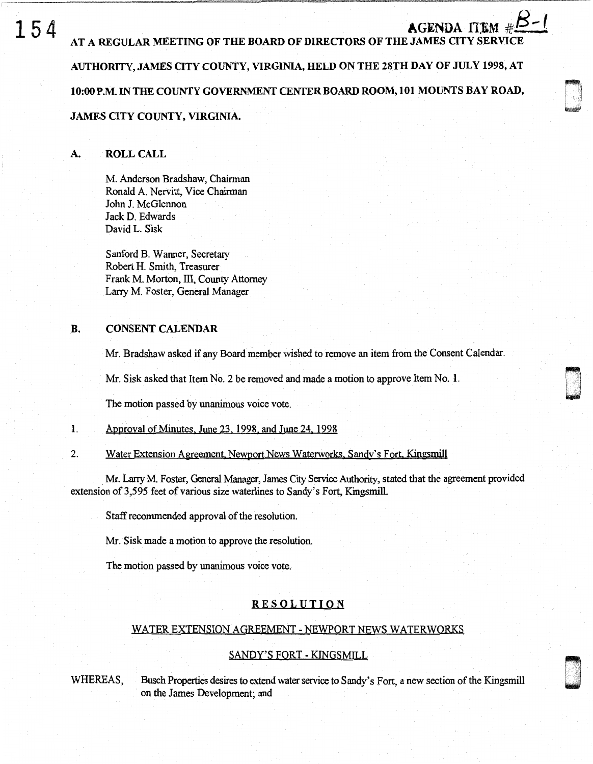AGENDA ITEM #B-1

**AT A REGULAR MEETING OF THE BOARD OF DIRECTORS OF THE JAMES CITY SERVICE AUTHORITY, JAMES CITY COUNTY, VIRGINIA, HELD ON THE 28TH DAY OF JULY 1998, AT 10:00 P.M. IN THE COUNTY GOVERNMENT CENTER BOARD ROOM, 101 MOUNTS BAY ROAD, JAMES CITY COUNTY, VIRGINIA.**

## A. ROLL CALL

M. Anderson Bradshaw, Chairman
Ronald A. Nervitt, Vice Chairman
John J. McGlennon
Jack D. Edwards
David L. Sisk

Sanford B. Wanner, Secretary
Robert H. Smith, Treasurer
Frank M. Morton, III, County Attorney
Larry M. Foster, General Manager

## B. CONSENT CALENDAR

Mr. Bradshaw asked if any Board member wished to remove an item from the Consent Calendar.

Mr. Sisk asked that Item No. 2 be removed and made a motion to approve Item No. 1.

The motion passed by unanimous voice vote.

1. Approval of Minutes, June 23, 1998, and June 24, 1998

2. Water Extension Agreement, Newport News Waterworks, Sandy's Fort, Kingsmill

Mr. Larry M. Foster, General Manager, James City Service Authority, stated that the agreement provided extension of 3,595 feet of various size waterlines to Sandy's Fort, Kingsmill.

Staff recommended approval of the resolution.

Mr. Sisk made a motion to approve the resolution.

The motion passed by unanimous voice vote.

**RESOLUTION**

WATER EXTENSION AGREEMENT - NEWPORT NEWS WATERWORKS

SANDY'S FORT - KINGSMILL

WHEREAS, Busch Properties desires to extend water service to Sandy's Fort, a new section of the Kingsmill on the James Development; and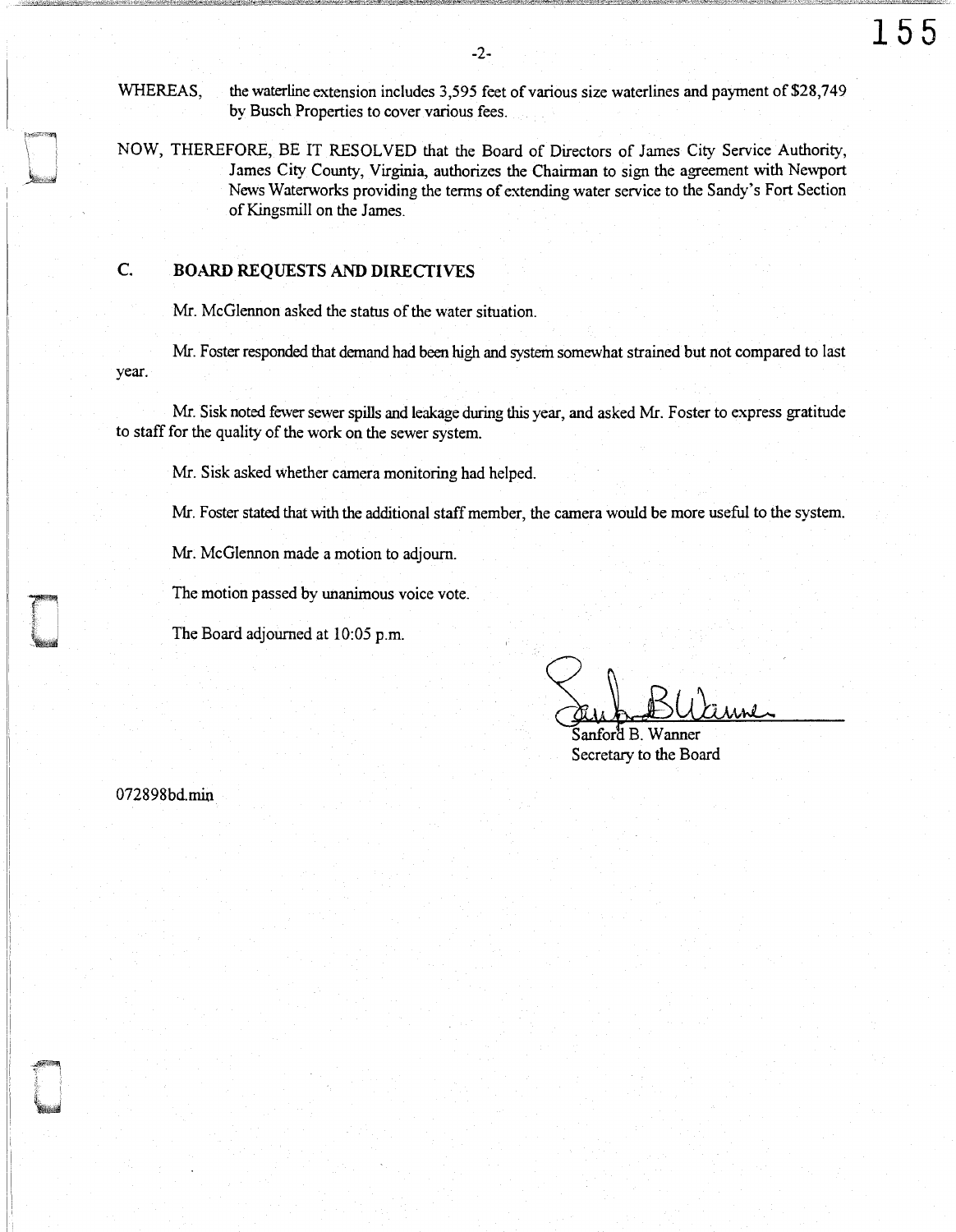WHEREAS, the waterline extension includes 3,595 feet of various size waterlines and payment of $28,749 by Busch Properties to cover various fees.

NOW, THEREFORE, BE IT RESOLVED that the Board of Directors of James City Service Authority, James City County, Virginia, authorizes the Chairman to sign the agreement with Newport News Waterworks providing the terms of extending water service to the Sandy's Fort Section of Kingsmill on the James.

## C. BOARD REQUESTS AND DIRECTIVES

Mr. McGlennon asked the status of the water situation.

Mr. Foster responded that demand had been high and system somewhat strained but not compared to last year.

Mr. Sisk noted fewer sewer spills and leakage during this year, and asked Mr. Foster to express gratitude to staff for the quality of the work on the sewer system.

Mr. Sisk asked whether camera monitoring had helped.

Mr. Foster stated that with the additional staff member, the camera would be more useful to the system.

Mr. McGlennon made a motion to adjourn.

The motion passed by unanimous voice vote.

The Board adjourned at 10:05 p.m.

Sanford B. Wanner
Secretary to the Board

072898bd.min